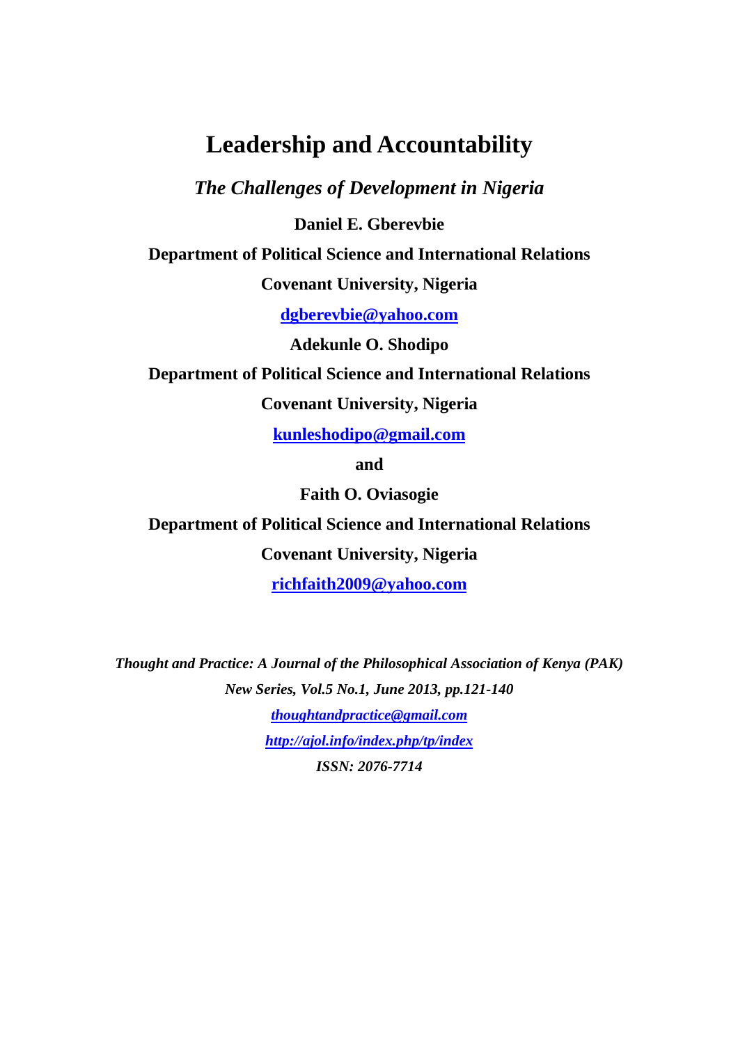# Leadership and Accountability

## *The Challenges of Development in Nigeria*

**Daniel E. Gberevbie**

**Department of Political Science and International Relations**

**Covenant University, Nigeria**

**dgberevbie@yahoo.com**

**Adekunle O. Shodipo**

**Department of Political Science and International Relations**

**Covenant University, Nigeria**

**kunleshodipo@gmail.com**

**and**

**Faith O. Oviasogie**

**Department of Political Science and International Relations**

**Covenant University, Nigeria**

**richfaith2009@yahoo.com**

***Thought and Practice: A Journal of the Philosophical Association of Kenya (PAK)***

***New Series, Vol.5 No.1, June 2013, pp.121-140***

***thoughtandpractice@gmail.com***

***http://ajol.info/index.php/tp/index***

***ISSN: 2076-7714***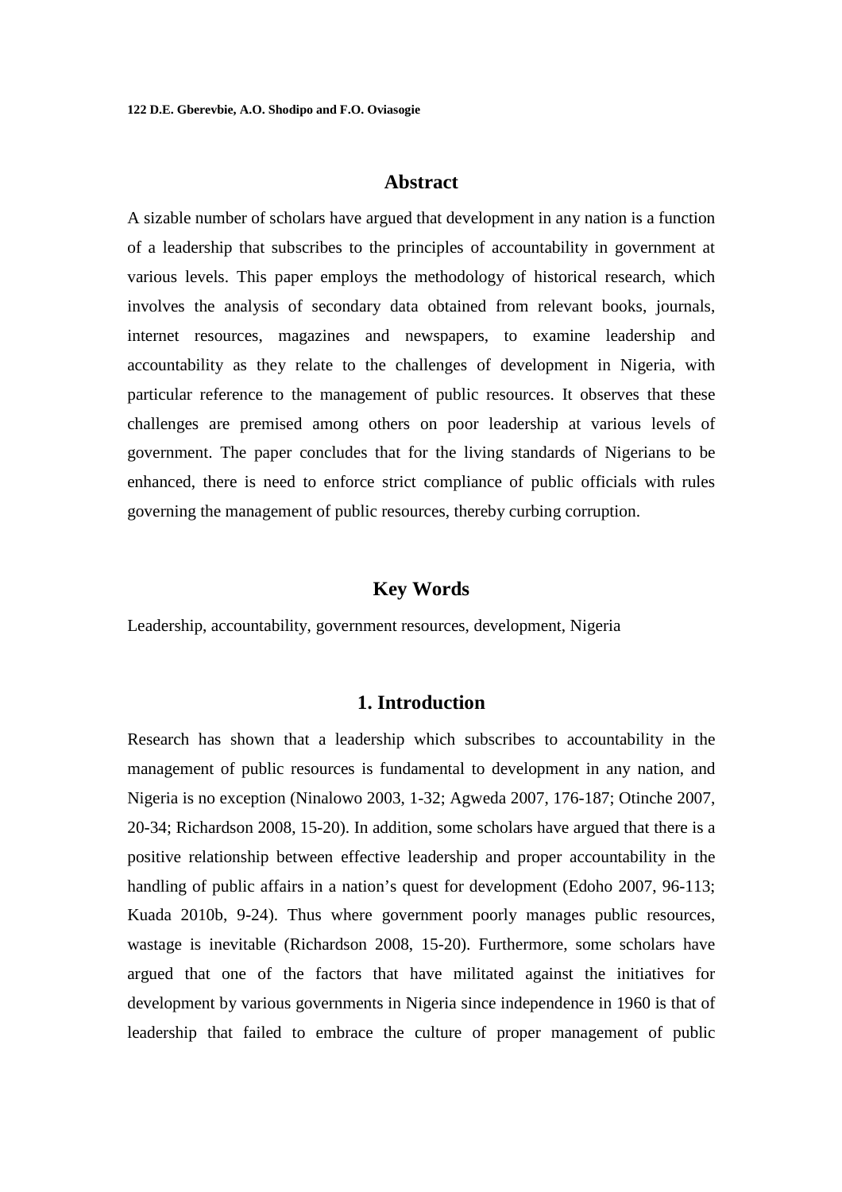## Abstract

A sizable number of scholars have argued that development in any nation is a function of a leadership that subscribes to the principles of accountability in government at various levels. This paper employs the methodology of historical research, which involves the analysis of secondary data obtained from relevant books, journals, internet resources, magazines and newspapers, to examine leadership and accountability as they relate to the challenges of development in Nigeria, with particular reference to the management of public resources. It observes that these challenges are premised among others on poor leadership at various levels of government. The paper concludes that for the living standards of Nigerians to be enhanced, there is need to enforce strict compliance of public officials with rules governing the management of public resources, thereby curbing corruption.

## Key Words

Leadership, accountability, government resources, development, Nigeria

## 1. Introduction

Research has shown that a leadership which subscribes to accountability in the management of public resources is fundamental to development in any nation, and Nigeria is no exception (Ninalowo 2003, 1-32; Agweda 2007, 176-187; Otinche 2007, 20-34; Richardson 2008, 15-20). In addition, some scholars have argued that there is a positive relationship between effective leadership and proper accountability in the handling of public affairs in a nation's quest for development (Edoho 2007, 96-113; Kuada 2010b, 9-24). Thus where government poorly manages public resources, wastage is inevitable (Richardson 2008, 15-20). Furthermore, some scholars have argued that one of the factors that have militated against the initiatives for development by various governments in Nigeria since independence in 1960 is that of leadership that failed to embrace the culture of proper management of public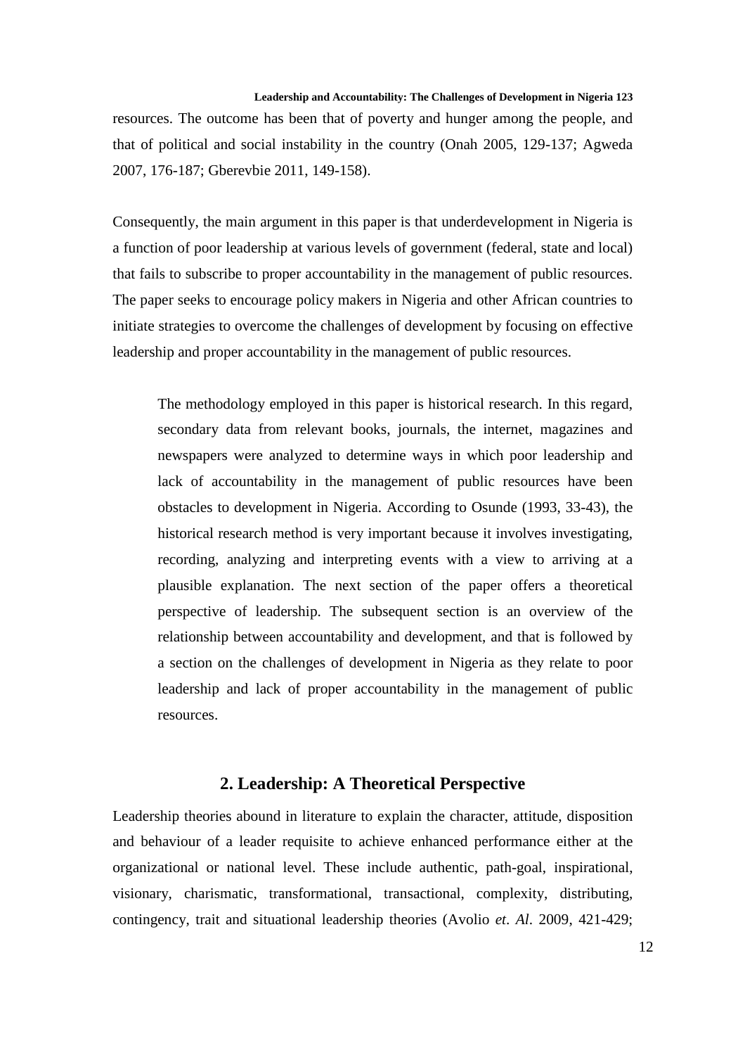resources. The outcome has been that of poverty and hunger among the people, and that of political and social instability in the country (Onah 2005, 129-137; Agweda 2007, 176-187; Gberevbie 2011, 149-158).

Consequently, the main argument in this paper is that underdevelopment in Nigeria is a function of poor leadership at various levels of government (federal, state and local) that fails to subscribe to proper accountability in the management of public resources. The paper seeks to encourage policy makers in Nigeria and other African countries to initiate strategies to overcome the challenges of development by focusing on effective leadership and proper accountability in the management of public resources.

> The methodology employed in this paper is historical research. In this regard, secondary data from relevant books, journals, the internet, magazines and newspapers were analyzed to determine ways in which poor leadership and lack of accountability in the management of public resources have been obstacles to development in Nigeria. According to Osunde (1993, 33-43), the historical research method is very important because it involves investigating, recording, analyzing and interpreting events with a view to arriving at a plausible explanation. The next section of the paper offers a theoretical perspective of leadership. The subsequent section is an overview of the relationship between accountability and development, and that is followed by a section on the challenges of development in Nigeria as they relate to poor leadership and lack of proper accountability in the management of public resources.

## 2. Leadership: A Theoretical Perspective

Leadership theories abound in literature to explain the character, attitude, disposition and behaviour of a leader requisite to achieve enhanced performance either at the organizational or national level. These include authentic, path-goal, inspirational, visionary, charismatic, transformational, transactional, complexity, distributing, contingency, trait and situational leadership theories (Avolio *et*. *Al*. 2009, 421-429;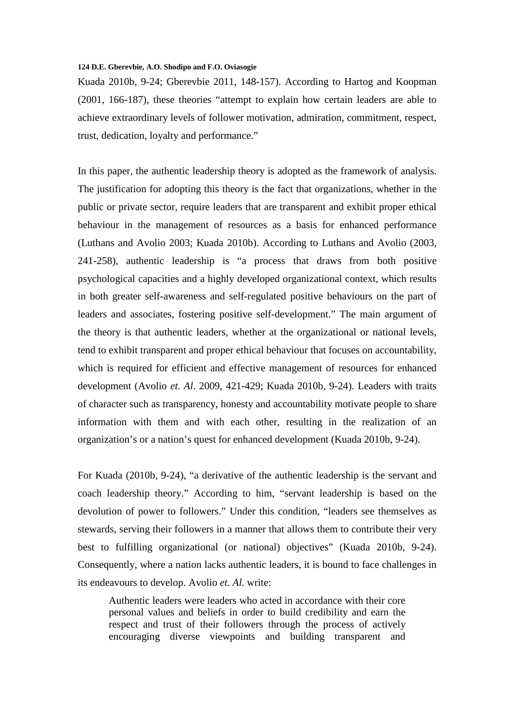Kuada 2010b, 9-24; Gberevbie 2011, 148-157). According to Hartog and Koopman (2001, 166-187), these theories "attempt to explain how certain leaders are able to achieve extraordinary levels of follower motivation, admiration, commitment, respect, trust, dedication, loyalty and performance."

In this paper, the authentic leadership theory is adopted as the framework of analysis. The justification for adopting this theory is the fact that organizations, whether in the public or private sector, require leaders that are transparent and exhibit proper ethical behaviour in the management of resources as a basis for enhanced performance (Luthans and Avolio 2003; Kuada 2010b). According to Luthans and Avolio (2003, 241-258), authentic leadership is "a process that draws from both positive psychological capacities and a highly developed organizational context, which results in both greater self-awareness and self-regulated positive behaviours on the part of leaders and associates, fostering positive self-development." The main argument of the theory is that authentic leaders, whether at the organizational or national levels, tend to exhibit transparent and proper ethical behaviour that focuses on accountability, which is required for efficient and effective management of resources for enhanced development (Avolio *et*. *Al*. 2009, 421-429; Kuada 2010b, 9-24). Leaders with traits of character such as transparency, honesty and accountability motivate people to share information with them and with each other, resulting in the realization of an organization's or a nation's quest for enhanced development (Kuada 2010b, 9-24).

For Kuada (2010b, 9-24), "a derivative of the authentic leadership is the servant and coach leadership theory." According to him, "servant leadership is based on the devolution of power to followers." Under this condition, "leaders see themselves as stewards, serving their followers in a manner that allows them to contribute their very best to fulfilling organizational (or national) objectives" (Kuada 2010b, 9-24). Consequently, where a nation lacks authentic leaders, it is bound to face challenges in its endeavours to develop. Avolio *et*. *Al*. write:

> Authentic leaders were leaders who acted in accordance with their core personal values and beliefs in order to build credibility and earn the respect and trust of their followers through the process of actively encouraging diverse viewpoints and building transparent and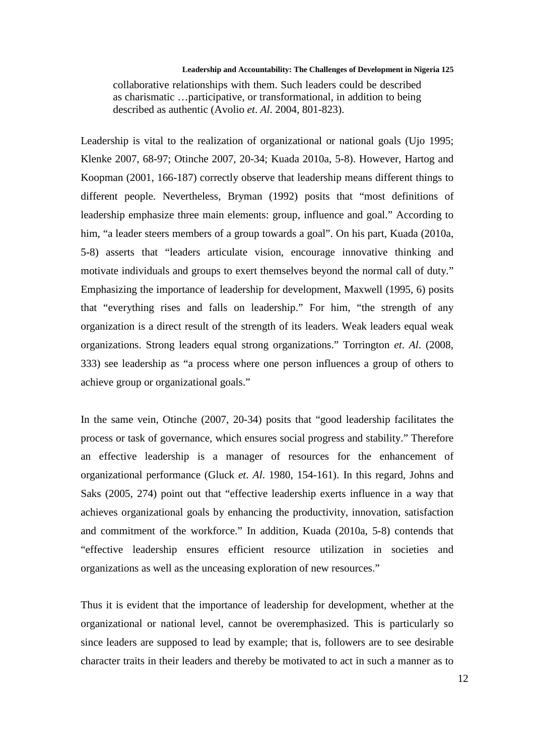> collaborative relationships with them. Such leaders could be described as charismatic …participative, or transformational, in addition to being described as authentic (Avolio *et*. *Al*. 2004, 801-823).

Leadership is vital to the realization of organizational or national goals (Ujo 1995; Klenke 2007, 68-97; Otinche 2007, 20-34; Kuada 2010a, 5-8). However, Hartog and Koopman (2001, 166-187) correctly observe that leadership means different things to different people. Nevertheless, Bryman (1992) posits that "most definitions of leadership emphasize three main elements: group, influence and goal." According to him, "a leader steers members of a group towards a goal". On his part, Kuada (2010a, 5-8) asserts that "leaders articulate vision, encourage innovative thinking and motivate individuals and groups to exert themselves beyond the normal call of duty." Emphasizing the importance of leadership for development, Maxwell (1995, 6) posits that "everything rises and falls on leadership." For him, "the strength of any organization is a direct result of the strength of its leaders. Weak leaders equal weak organizations. Strong leaders equal strong organizations." Torrington *et*. *Al*. (2008, 333) see leadership as "a process where one person influences a group of others to achieve group or organizational goals."

In the same vein, Otinche (2007, 20-34) posits that "good leadership facilitates the process or task of governance, which ensures social progress and stability." Therefore an effective leadership is a manager of resources for the enhancement of organizational performance (Gluck *et*. *Al*. 1980, 154-161). In this regard, Johns and Saks (2005, 274) point out that "effective leadership exerts influence in a way that achieves organizational goals by enhancing the productivity, innovation, satisfaction and commitment of the workforce." In addition, Kuada (2010a, 5-8) contends that "effective leadership ensures efficient resource utilization in societies and organizations as well as the unceasing exploration of new resources."

Thus it is evident that the importance of leadership for development, whether at the organizational or national level, cannot be overemphasized. This is particularly so since leaders are supposed to lead by example; that is, followers are to see desirable character traits in their leaders and thereby be motivated to act in such a manner as to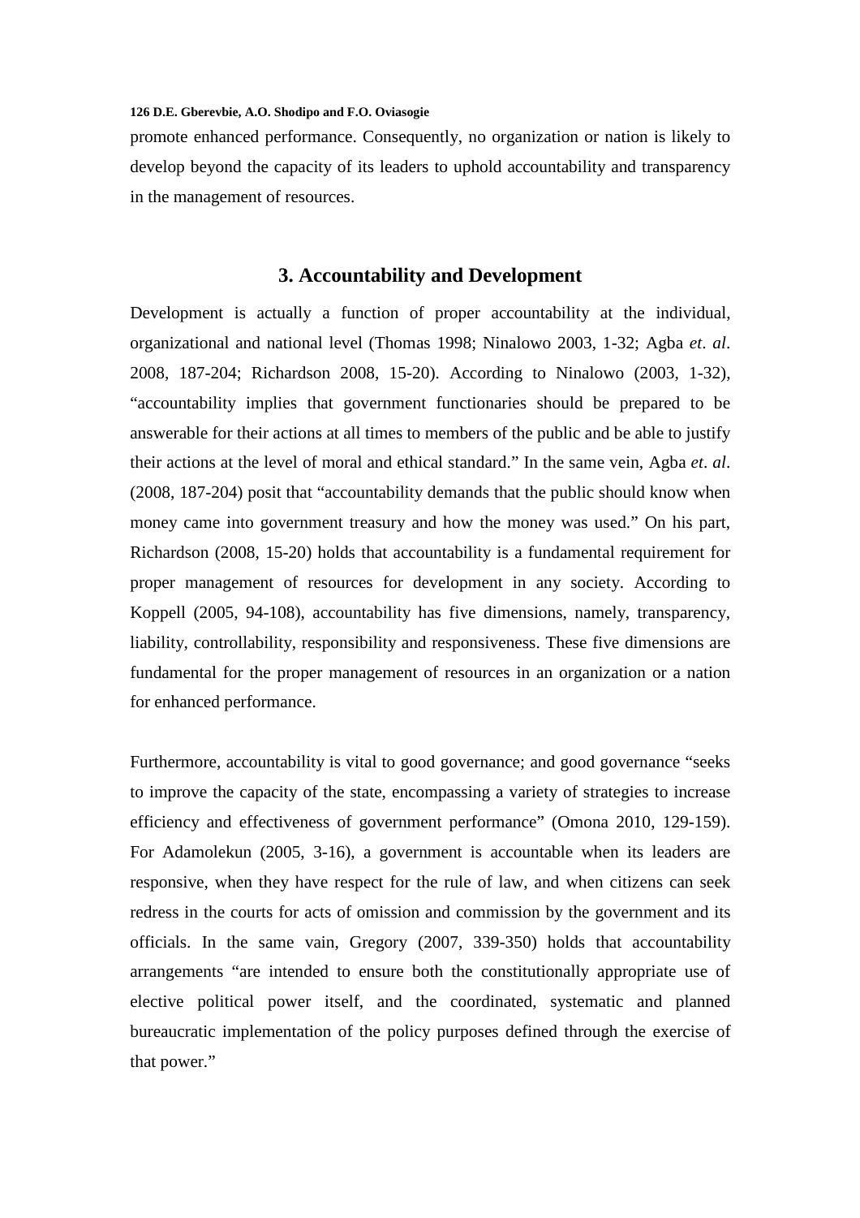promote enhanced performance. Consequently, no organization or nation is likely to develop beyond the capacity of its leaders to uphold accountability and transparency in the management of resources.

## 3. Accountability and Development

Development is actually a function of proper accountability at the individual, organizational and national level (Thomas 1998; Ninalowo 2003, 1-32; Agba *et*. *al*. 2008, 187-204; Richardson 2008, 15-20). According to Ninalowo (2003, 1-32), "accountability implies that government functionaries should be prepared to be answerable for their actions at all times to members of the public and be able to justify their actions at the level of moral and ethical standard." In the same vein, Agba *et*. *al*. (2008, 187-204) posit that "accountability demands that the public should know when money came into government treasury and how the money was used." On his part, Richardson (2008, 15-20) holds that accountability is a fundamental requirement for proper management of resources for development in any society. According to Koppell (2005, 94-108), accountability has five dimensions, namely, transparency, liability, controllability, responsibility and responsiveness. These five dimensions are fundamental for the proper management of resources in an organization or a nation for enhanced performance.

Furthermore, accountability is vital to good governance; and good governance "seeks to improve the capacity of the state, encompassing a variety of strategies to increase efficiency and effectiveness of government performance" (Omona 2010, 129-159). For Adamolekun (2005, 3-16), a government is accountable when its leaders are responsive, when they have respect for the rule of law, and when citizens can seek redress in the courts for acts of omission and commission by the government and its officials. In the same vain, Gregory (2007, 339-350) holds that accountability arrangements "are intended to ensure both the constitutionally appropriate use of elective political power itself, and the coordinated, systematic and planned bureaucratic implementation of the policy purposes defined through the exercise of that power."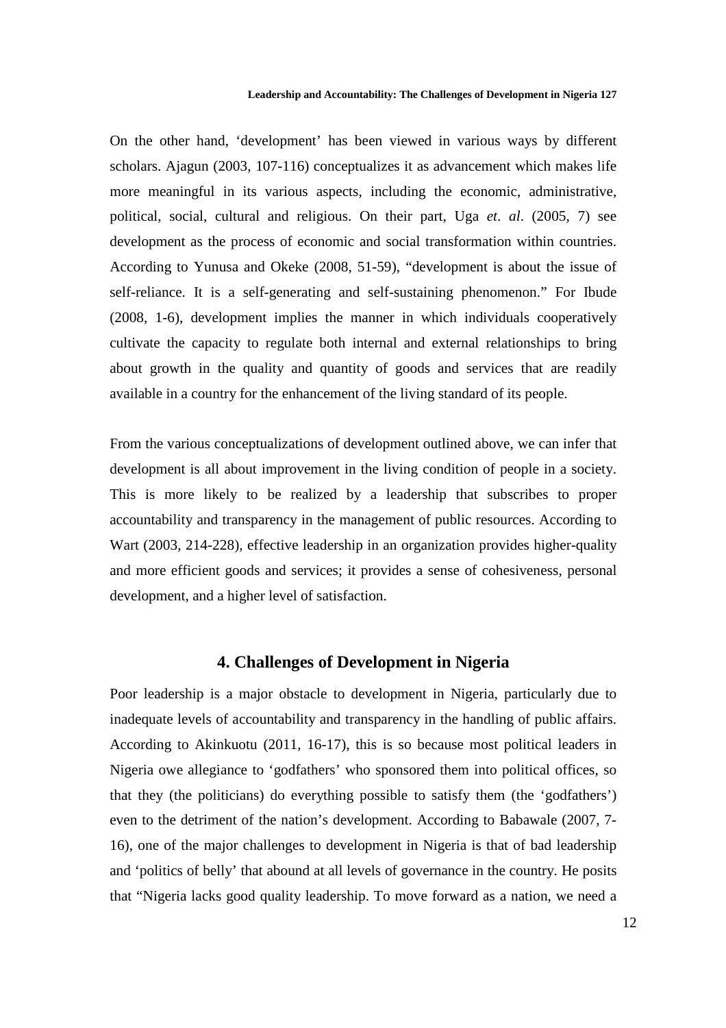On the other hand, 'development' has been viewed in various ways by different scholars. Ajagun (2003, 107-116) conceptualizes it as advancement which makes life more meaningful in its various aspects, including the economic, administrative, political, social, cultural and religious. On their part, Uga *et. al*. (2005, 7) see development as the process of economic and social transformation within countries. According to Yunusa and Okeke (2008, 51-59), "development is about the issue of self-reliance. It is a self-generating and self-sustaining phenomenon." For Ibude (2008, 1-6), development implies the manner in which individuals cooperatively cultivate the capacity to regulate both internal and external relationships to bring about growth in the quality and quantity of goods and services that are readily available in a country for the enhancement of the living standard of its people.

From the various conceptualizations of development outlined above, we can infer that development is all about improvement in the living condition of people in a society. This is more likely to be realized by a leadership that subscribes to proper accountability and transparency in the management of public resources. According to Wart (2003, 214-228), effective leadership in an organization provides higher-quality and more efficient goods and services; it provides a sense of cohesiveness, personal development, and a higher level of satisfaction.

## 4. Challenges of Development in Nigeria

Poor leadership is a major obstacle to development in Nigeria, particularly due to inadequate levels of accountability and transparency in the handling of public affairs. According to Akinkuotu (2011, 16-17), this is so because most political leaders in Nigeria owe allegiance to 'godfathers' who sponsored them into political offices, so that they (the politicians) do everything possible to satisfy them (the 'godfathers') even to the detriment of the nation's development. According to Babawale (2007, 7-16), one of the major challenges to development in Nigeria is that of bad leadership and 'politics of belly' that abound at all levels of governance in the country. He posits that "Nigeria lacks good quality leadership. To move forward as a nation, we need a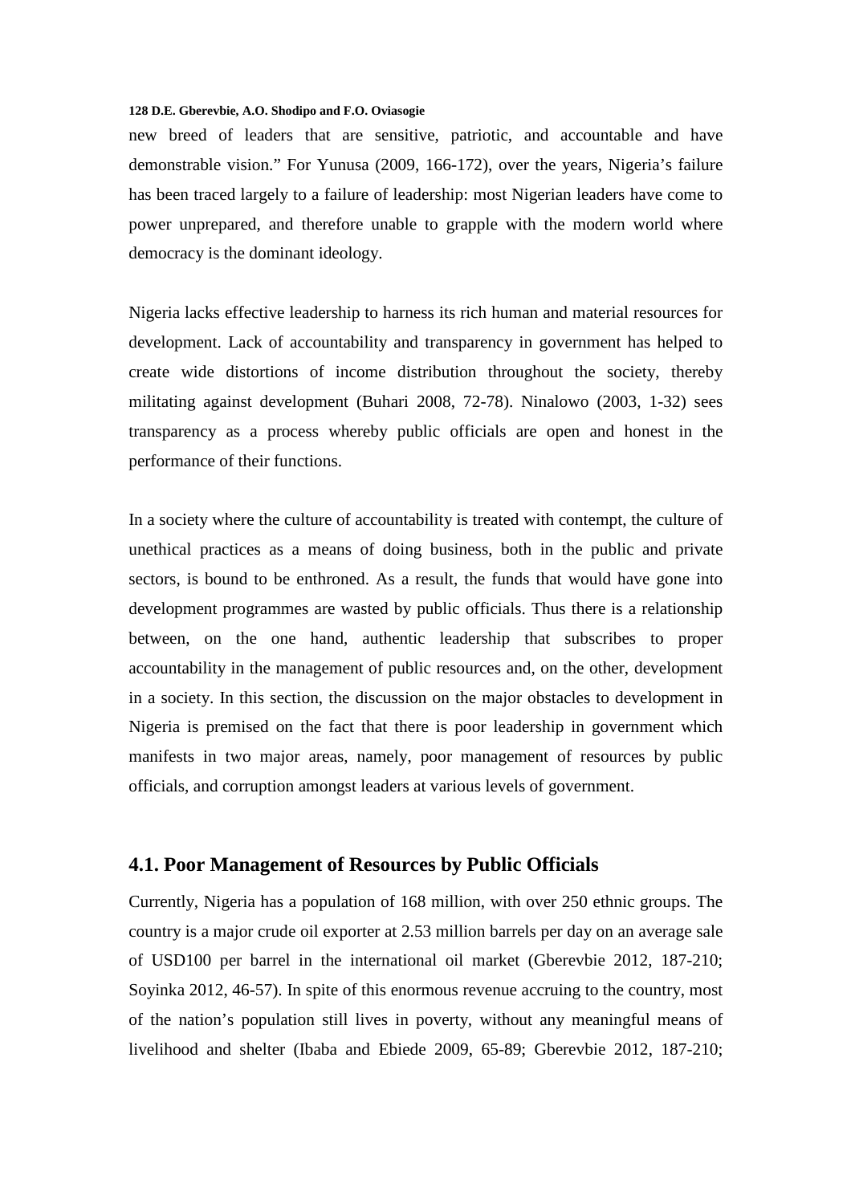new breed of leaders that are sensitive, patriotic, and accountable and have demonstrable vision." For Yunusa (2009, 166-172), over the years, Nigeria's failure has been traced largely to a failure of leadership: most Nigerian leaders have come to power unprepared, and therefore unable to grapple with the modern world where democracy is the dominant ideology.

Nigeria lacks effective leadership to harness its rich human and material resources for development. Lack of accountability and transparency in government has helped to create wide distortions of income distribution throughout the society, thereby militating against development (Buhari 2008, 72-78). Ninalowo (2003, 1-32) sees transparency as a process whereby public officials are open and honest in the performance of their functions.

In a society where the culture of accountability is treated with contempt, the culture of unethical practices as a means of doing business, both in the public and private sectors, is bound to be enthroned. As a result, the funds that would have gone into development programmes are wasted by public officials. Thus there is a relationship between, on the one hand, authentic leadership that subscribes to proper accountability in the management of public resources and, on the other, development in a society. In this section, the discussion on the major obstacles to development in Nigeria is premised on the fact that there is poor leadership in government which manifests in two major areas, namely, poor management of resources by public officials, and corruption amongst leaders at various levels of government.

## 4.1. Poor Management of Resources by Public Officials

Currently, Nigeria has a population of 168 million, with over 250 ethnic groups. The country is a major crude oil exporter at 2.53 million barrels per day on an average sale of USD100 per barrel in the international oil market (Gberevbie 2012, 187-210; Soyinka 2012, 46-57). In spite of this enormous revenue accruing to the country, most of the nation's population still lives in poverty, without any meaningful means of livelihood and shelter (Ibaba and Ebiede 2009, 65-89; Gberevbie 2012, 187-210;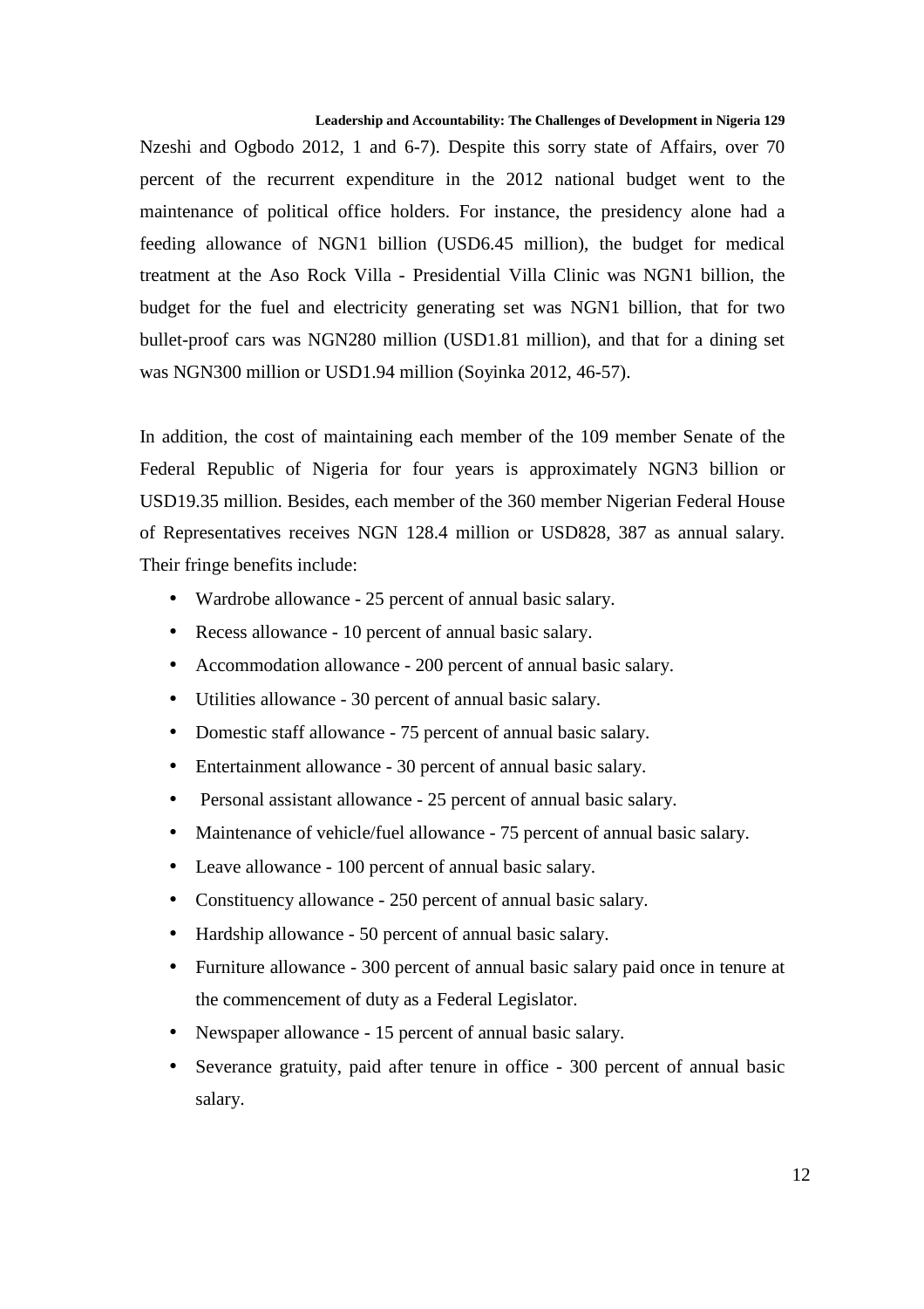Nzeshi and Ogbodo 2012, 1 and 6-7). Despite this sorry state of Affairs, over 70 percent of the recurrent expenditure in the 2012 national budget went to the maintenance of political office holders. For instance, the presidency alone had a feeding allowance of NGN1 billion (USD6.45 million), the budget for medical treatment at the Aso Rock Villa - Presidential Villa Clinic was NGN1 billion, the budget for the fuel and electricity generating set was NGN1 billion, that for two bullet-proof cars was NGN280 million (USD1.81 million), and that for a dining set was NGN300 million or USD1.94 million (Soyinka 2012, 46-57).

In addition, the cost of maintaining each member of the 109 member Senate of the Federal Republic of Nigeria for four years is approximately NGN3 billion or USD19.35 million. Besides, each member of the 360 member Nigerian Federal House of Representatives receives NGN 128.4 million or USD828, 387 as annual salary. Their fringe benefits include:

- Wardrobe allowance - 25 percent of annual basic salary.
- Recess allowance - 10 percent of annual basic salary.
- Accommodation allowance - 200 percent of annual basic salary.
- Utilities allowance - 30 percent of annual basic salary.
- Domestic staff allowance - 75 percent of annual basic salary.
- Entertainment allowance - 30 percent of annual basic salary.
- Personal assistant allowance - 25 percent of annual basic salary.
- Maintenance of vehicle/fuel allowance - 75 percent of annual basic salary.
- Leave allowance - 100 percent of annual basic salary.
- Constituency allowance - 250 percent of annual basic salary.
- Hardship allowance - 50 percent of annual basic salary.
- Furniture allowance - 300 percent of annual basic salary paid once in tenure at the commencement of duty as a Federal Legislator.
- Newspaper allowance - 15 percent of annual basic salary.
- Severance gratuity, paid after tenure in office - 300 percent of annual basic salary.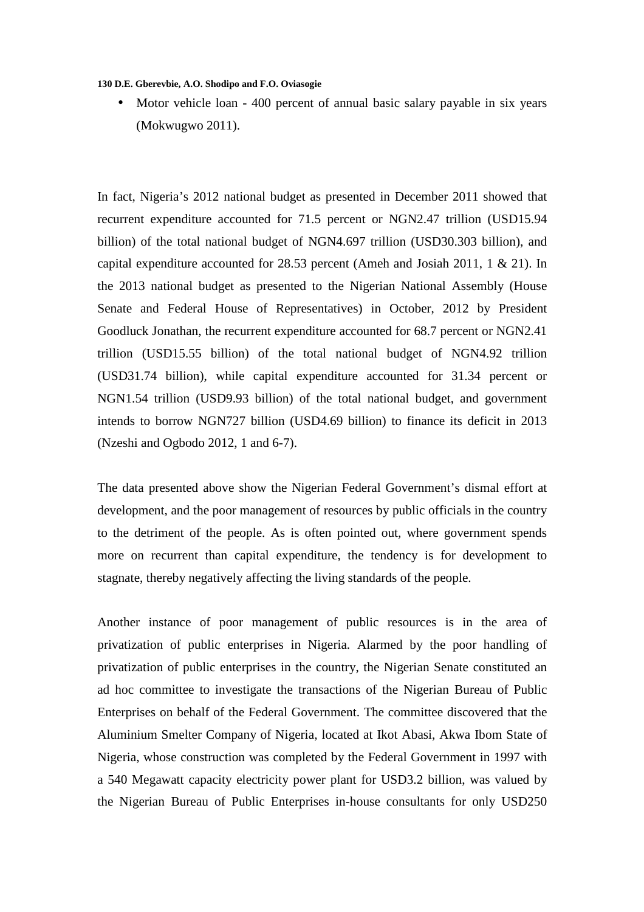- Motor vehicle loan - 400 percent of annual basic salary payable in six years (Mokwugwo 2011).

In fact, Nigeria's 2012 national budget as presented in December 2011 showed that recurrent expenditure accounted for 71.5 percent or NGN2.47 trillion (USD15.94 billion) of the total national budget of NGN4.697 trillion (USD30.303 billion), and capital expenditure accounted for 28.53 percent (Ameh and Josiah 2011, 1 & 21). In the 2013 national budget as presented to the Nigerian National Assembly (House Senate and Federal House of Representatives) in October, 2012 by President Goodluck Jonathan, the recurrent expenditure accounted for 68.7 percent or NGN2.41 trillion (USD15.55 billion) of the total national budget of NGN4.92 trillion (USD31.74 billion), while capital expenditure accounted for 31.34 percent or NGN1.54 trillion (USD9.93 billion) of the total national budget, and government intends to borrow NGN727 billion (USD4.69 billion) to finance its deficit in 2013 (Nzeshi and Ogbodo 2012, 1 and 6-7).

The data presented above show the Nigerian Federal Government's dismal effort at development, and the poor management of resources by public officials in the country to the detriment of the people. As is often pointed out, where government spends more on recurrent than capital expenditure, the tendency is for development to stagnate, thereby negatively affecting the living standards of the people.

Another instance of poor management of public resources is in the area of privatization of public enterprises in Nigeria. Alarmed by the poor handling of privatization of public enterprises in the country, the Nigerian Senate constituted an ad hoc committee to investigate the transactions of the Nigerian Bureau of Public Enterprises on behalf of the Federal Government. The committee discovered that the Aluminium Smelter Company of Nigeria, located at Ikot Abasi, Akwa Ibom State of Nigeria, whose construction was completed by the Federal Government in 1997 with a 540 Megawatt capacity electricity power plant for USD3.2 billion, was valued by the Nigerian Bureau of Public Enterprises in-house consultants for only USD250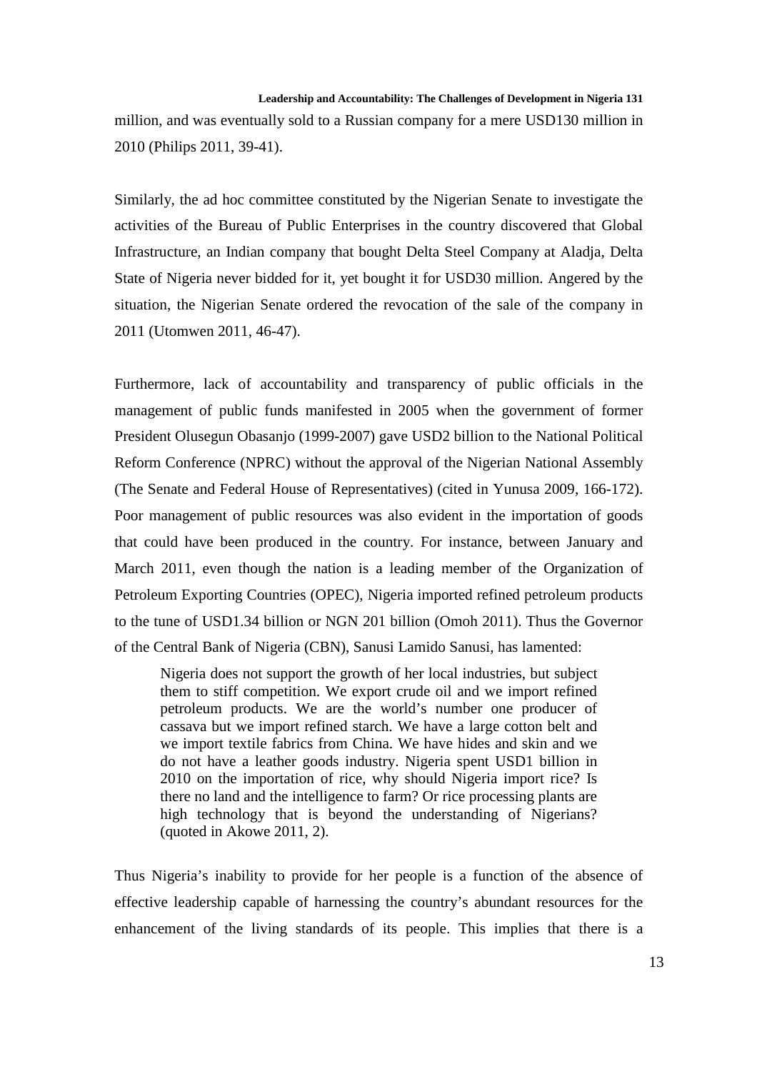million, and was eventually sold to a Russian company for a mere USD130 million in 2010 (Philips 2011, 39-41).

Similarly, the ad hoc committee constituted by the Nigerian Senate to investigate the activities of the Bureau of Public Enterprises in the country discovered that Global Infrastructure, an Indian company that bought Delta Steel Company at Aladja, Delta State of Nigeria never bidded for it, yet bought it for USD30 million. Angered by the situation, the Nigerian Senate ordered the revocation of the sale of the company in 2011 (Utomwen 2011, 46-47).

Furthermore, lack of accountability and transparency of public officials in the management of public funds manifested in 2005 when the government of former President Olusegun Obasanjo (1999-2007) gave USD2 billion to the National Political Reform Conference (NPRC) without the approval of the Nigerian National Assembly (The Senate and Federal House of Representatives) (cited in Yunusa 2009, 166-172). Poor management of public resources was also evident in the importation of goods that could have been produced in the country. For instance, between January and March 2011, even though the nation is a leading member of the Organization of Petroleum Exporting Countries (OPEC), Nigeria imported refined petroleum products to the tune of USD1.34 billion or NGN 201 billion (Omoh 2011). Thus the Governor of the Central Bank of Nigeria (CBN), Sanusi Lamido Sanusi, has lamented:

> Nigeria does not support the growth of her local industries, but subject them to stiff competition. We export crude oil and we import refined petroleum products. We are the world's number one producer of cassava but we import refined starch. We have a large cotton belt and we import textile fabrics from China. We have hides and skin and we do not have a leather goods industry. Nigeria spent USD1 billion in 2010 on the importation of rice, why should Nigeria import rice? Is there no land and the intelligence to farm? Or rice processing plants are high technology that is beyond the understanding of Nigerians? (quoted in Akowe 2011, 2).

Thus Nigeria's inability to provide for her people is a function of the absence of effective leadership capable of harnessing the country's abundant resources for the enhancement of the living standards of its people. This implies that there is a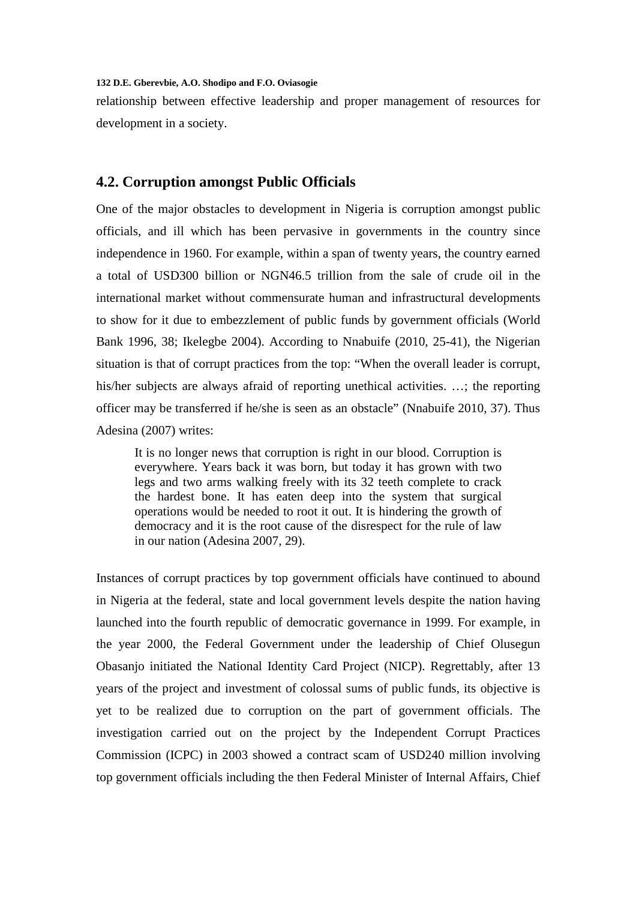relationship between effective leadership and proper management of resources for development in a society.

## 4.2. Corruption amongst Public Officials

One of the major obstacles to development in Nigeria is corruption amongst public officials, and ill which has been pervasive in governments in the country since independence in 1960. For example, within a span of twenty years, the country earned a total of USD300 billion or NGN46.5 trillion from the sale of crude oil in the international market without commensurate human and infrastructural developments to show for it due to embezzlement of public funds by government officials (World Bank 1996, 38; Ikelegbe 2004). According to Nnabuife (2010, 25-41), the Nigerian situation is that of corrupt practices from the top: "When the overall leader is corrupt, his/her subjects are always afraid of reporting unethical activities. …; the reporting officer may be transferred if he/she is seen as an obstacle" (Nnabuife 2010, 37). Thus Adesina (2007) writes:

> It is no longer news that corruption is right in our blood. Corruption is everywhere. Years back it was born, but today it has grown with two legs and two arms walking freely with its 32 teeth complete to crack the hardest bone. It has eaten deep into the system that surgical operations would be needed to root it out. It is hindering the growth of democracy and it is the root cause of the disrespect for the rule of law in our nation (Adesina 2007, 29).

Instances of corrupt practices by top government officials have continued to abound in Nigeria at the federal, state and local government levels despite the nation having launched into the fourth republic of democratic governance in 1999. For example, in the year 2000, the Federal Government under the leadership of Chief Olusegun Obasanjo initiated the National Identity Card Project (NICP). Regrettably, after 13 years of the project and investment of colossal sums of public funds, its objective is yet to be realized due to corruption on the part of government officials. The investigation carried out on the project by the Independent Corrupt Practices Commission (ICPC) in 2003 showed a contract scam of USD240 million involving top government officials including the then Federal Minister of Internal Affairs, Chief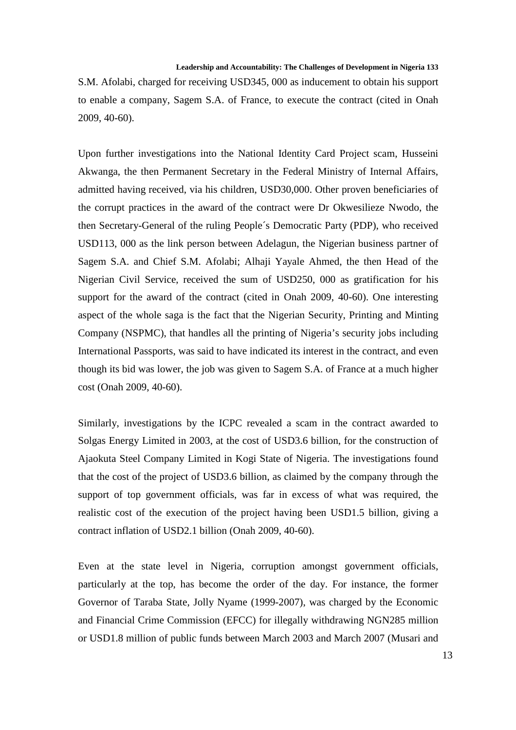S.M. Afolabi, charged for receiving USD345, 000 as inducement to obtain his support to enable a company, Sagem S.A. of France, to execute the contract (cited in Onah 2009, 40-60).

Upon further investigations into the National Identity Card Project scam, Husseini Akwanga, the then Permanent Secretary in the Federal Ministry of Internal Affairs, admitted having received, via his children, USD30,000. Other proven beneficiaries of the corrupt practices in the award of the contract were Dr Okwesilieze Nwodo, the then Secretary-General of the ruling People´s Democratic Party (PDP), who received USD113, 000 as the link person between Adelagun, the Nigerian business partner of Sagem S.A. and Chief S.M. Afolabi; Alhaji Yayale Ahmed, the then Head of the Nigerian Civil Service, received the sum of USD250, 000 as gratification for his support for the award of the contract (cited in Onah 2009, 40-60). One interesting aspect of the whole saga is the fact that the Nigerian Security, Printing and Minting Company (NSPMC), that handles all the printing of Nigeria's security jobs including International Passports, was said to have indicated its interest in the contract, and even though its bid was lower, the job was given to Sagem S.A. of France at a much higher cost (Onah 2009, 40-60).

Similarly, investigations by the ICPC revealed a scam in the contract awarded to Solgas Energy Limited in 2003, at the cost of USD3.6 billion, for the construction of Ajaokuta Steel Company Limited in Kogi State of Nigeria. The investigations found that the cost of the project of USD3.6 billion, as claimed by the company through the support of top government officials, was far in excess of what was required, the realistic cost of the execution of the project having been USD1.5 billion, giving a contract inflation of USD2.1 billion (Onah 2009, 40-60).

Even at the state level in Nigeria, corruption amongst government officials, particularly at the top, has become the order of the day. For instance, the former Governor of Taraba State, Jolly Nyame (1999-2007), was charged by the Economic and Financial Crime Commission (EFCC) for illegally withdrawing NGN285 million or USD1.8 million of public funds between March 2003 and March 2007 (Musari and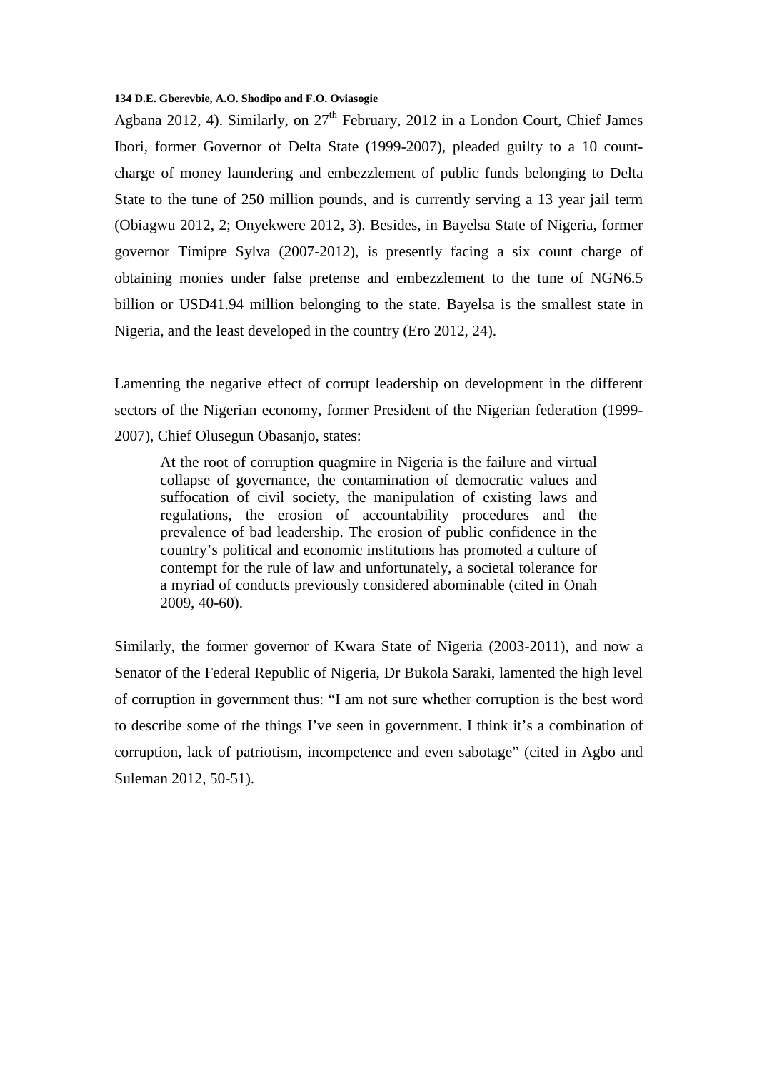Agbana 2012, 4). Similarly, on 27th February, 2012 in a London Court, Chief James Ibori, former Governor of Delta State (1999-2007), pleaded guilty to a 10 count-charge of money laundering and embezzlement of public funds belonging to Delta State to the tune of 250 million pounds, and is currently serving a 13 year jail term (Obiagwu 2012, 2; Onyekwere 2012, 3). Besides, in Bayelsa State of Nigeria, former governor Timipre Sylva (2007-2012), is presently facing a six count charge of obtaining monies under false pretense and embezzlement to the tune of NGN6.5 billion or USD41.94 million belonging to the state. Bayelsa is the smallest state in Nigeria, and the least developed in the country (Ero 2012, 24).

Lamenting the negative effect of corrupt leadership on development in the different sectors of the Nigerian economy, former President of the Nigerian federation (1999-2007), Chief Olusegun Obasanjo, states:

> At the root of corruption quagmire in Nigeria is the failure and virtual collapse of governance, the contamination of democratic values and suffocation of civil society, the manipulation of existing laws and regulations, the erosion of accountability procedures and the prevalence of bad leadership. The erosion of public confidence in the country's political and economic institutions has promoted a culture of contempt for the rule of law and unfortunately, a societal tolerance for a myriad of conducts previously considered abominable (cited in Onah 2009, 40-60).

Similarly, the former governor of Kwara State of Nigeria (2003-2011), and now a Senator of the Federal Republic of Nigeria, Dr Bukola Saraki, lamented the high level of corruption in government thus: "I am not sure whether corruption is the best word to describe some of the things I've seen in government. I think it's a combination of corruption, lack of patriotism, incompetence and even sabotage" (cited in Agbo and Suleman 2012, 50-51).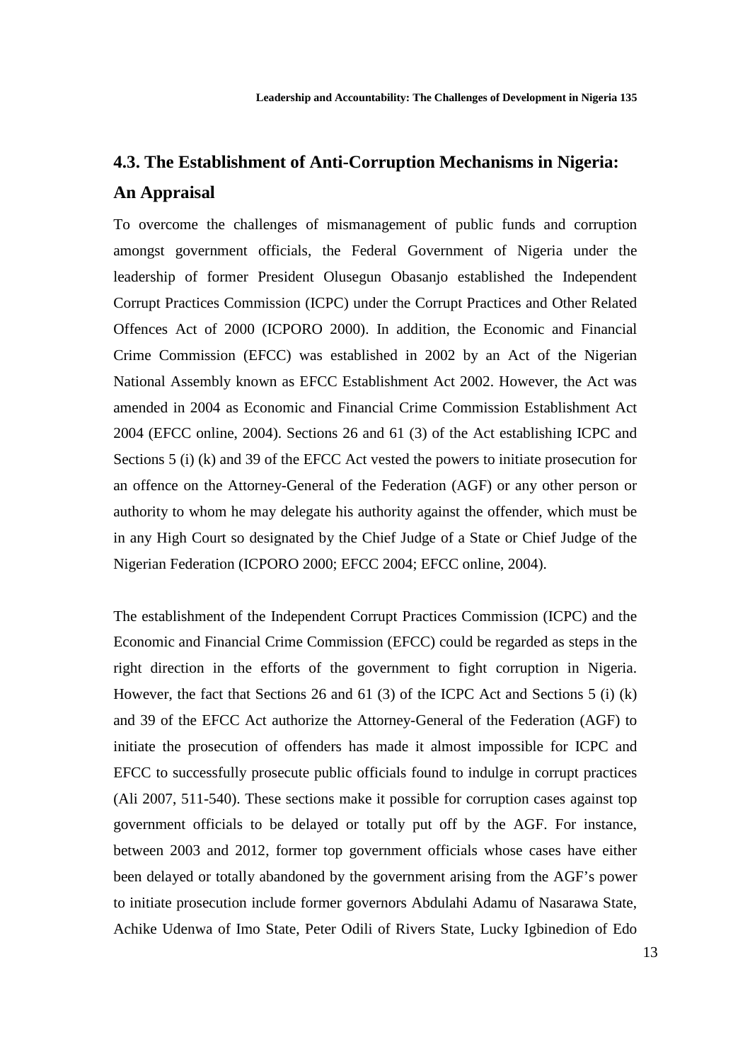## 4.3. The Establishment of Anti-Corruption Mechanisms in Nigeria: An Appraisal

To overcome the challenges of mismanagement of public funds and corruption amongst government officials, the Federal Government of Nigeria under the leadership of former President Olusegun Obasanjo established the Independent Corrupt Practices Commission (ICPC) under the Corrupt Practices and Other Related Offences Act of 2000 (ICPORO 2000). In addition, the Economic and Financial Crime Commission (EFCC) was established in 2002 by an Act of the Nigerian National Assembly known as EFCC Establishment Act 2002. However, the Act was amended in 2004 as Economic and Financial Crime Commission Establishment Act 2004 (EFCC online, 2004). Sections 26 and 61 (3) of the Act establishing ICPC and Sections 5 (i) (k) and 39 of the EFCC Act vested the powers to initiate prosecution for an offence on the Attorney-General of the Federation (AGF) or any other person or authority to whom he may delegate his authority against the offender, which must be in any High Court so designated by the Chief Judge of a State or Chief Judge of the Nigerian Federation (ICPORO 2000; EFCC 2004; EFCC online, 2004).

The establishment of the Independent Corrupt Practices Commission (ICPC) and the Economic and Financial Crime Commission (EFCC) could be regarded as steps in the right direction in the efforts of the government to fight corruption in Nigeria. However, the fact that Sections 26 and 61 (3) of the ICPC Act and Sections 5 (i) (k) and 39 of the EFCC Act authorize the Attorney-General of the Federation (AGF) to initiate the prosecution of offenders has made it almost impossible for ICPC and EFCC to successfully prosecute public officials found to indulge in corrupt practices (Ali 2007, 511-540). These sections make it possible for corruption cases against top government officials to be delayed or totally put off by the AGF. For instance, between 2003 and 2012, former top government officials whose cases have either been delayed or totally abandoned by the government arising from the AGF's power to initiate prosecution include former governors Abdulahi Adamu of Nasarawa State, Achike Udenwa of Imo State, Peter Odili of Rivers State, Lucky Igbinedion of Edo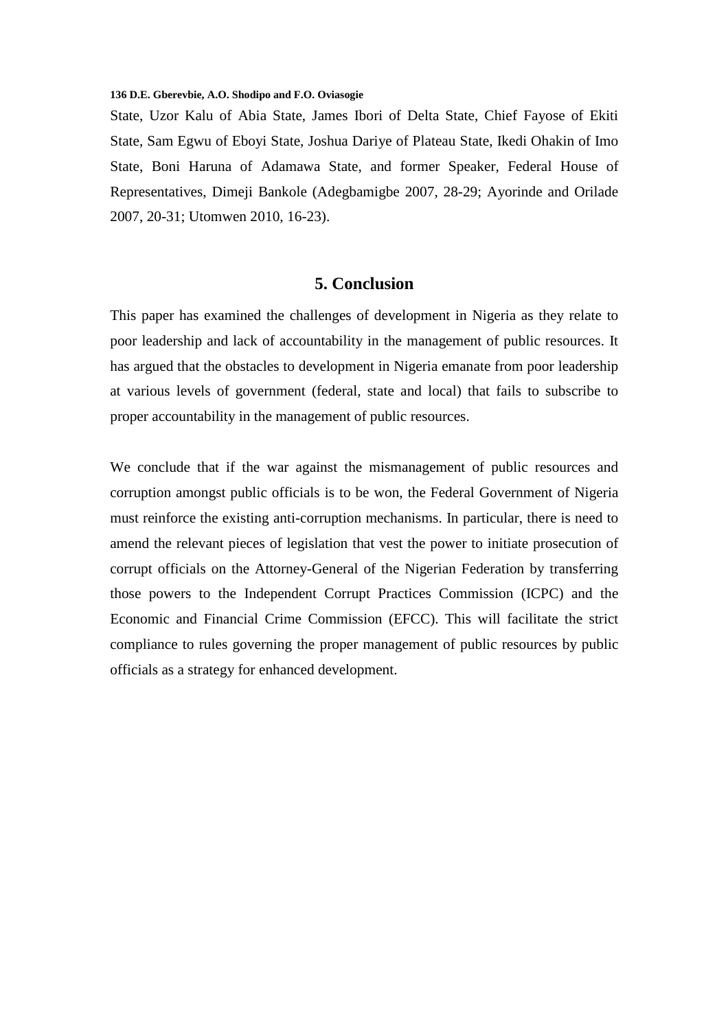State, Uzor Kalu of Abia State, James Ibori of Delta State, Chief Fayose of Ekiti State, Sam Egwu of Eboyi State, Joshua Dariye of Plateau State, Ikedi Ohakin of Imo State, Boni Haruna of Adamawa State, and former Speaker, Federal House of Representatives, Dimeji Bankole (Adegbamigbe 2007, 28-29; Ayorinde and Orilade 2007, 20-31; Utomwen 2010, 16-23).

## 5. Conclusion

This paper has examined the challenges of development in Nigeria as they relate to poor leadership and lack of accountability in the management of public resources. It has argued that the obstacles to development in Nigeria emanate from poor leadership at various levels of government (federal, state and local) that fails to subscribe to proper accountability in the management of public resources.

We conclude that if the war against the mismanagement of public resources and corruption amongst public officials is to be won, the Federal Government of Nigeria must reinforce the existing anti-corruption mechanisms. In particular, there is need to amend the relevant pieces of legislation that vest the power to initiate prosecution of corrupt officials on the Attorney-General of the Nigerian Federation by transferring those powers to the Independent Corrupt Practices Commission (ICPC) and the Economic and Financial Crime Commission (EFCC). This will facilitate the strict compliance to rules governing the proper management of public resources by public officials as a strategy for enhanced development.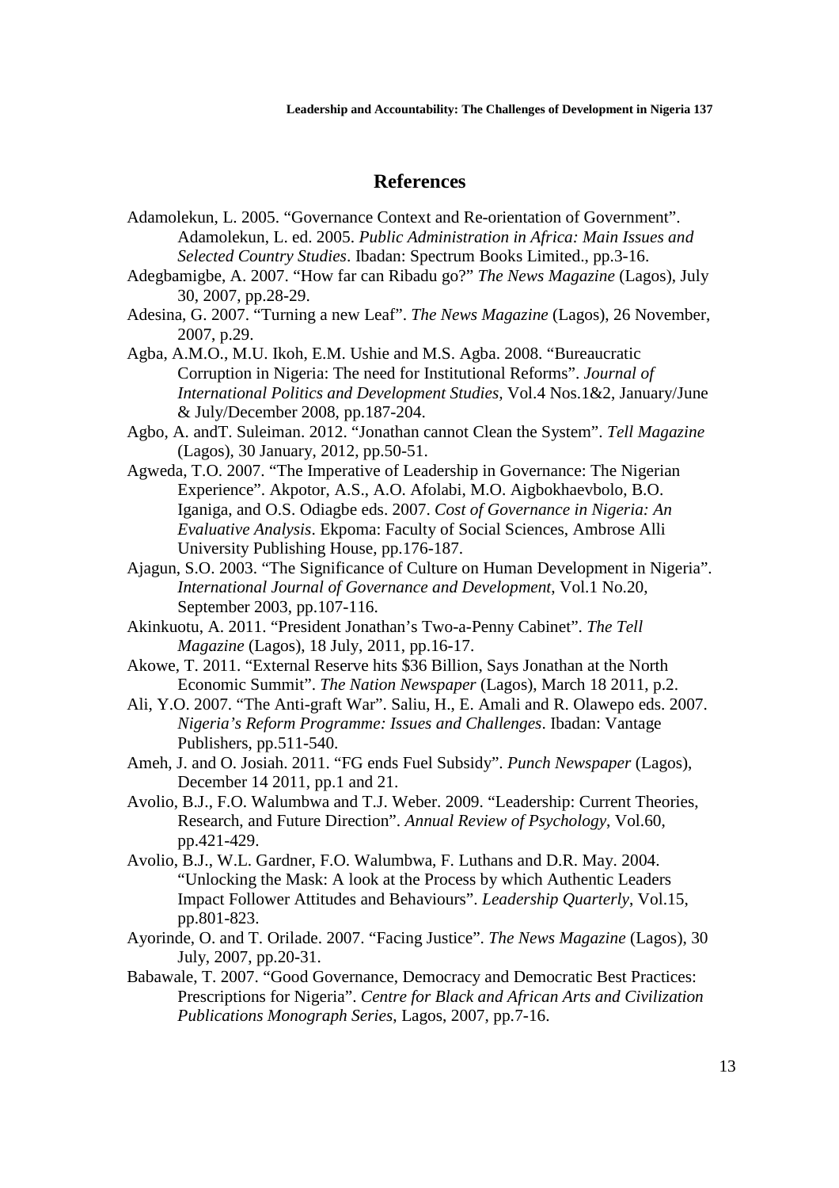## References

Adamolekun, L. 2005. "Governance Context and Re-orientation of Government". Adamolekun, L. ed. 2005. *Public Administration in Africa: Main Issues and Selected Country Studies*. Ibadan: Spectrum Books Limited., pp.3-16.

Adegbamigbe, A. 2007. "How far can Ribadu go?" *The News Magazine* (Lagos), July 30, 2007, pp.28-29.

Adesina, G. 2007. "Turning a new Leaf". *The News Magazine* (Lagos), 26 November, 2007, p.29.

Agba, A.M.O., M.U. Ikoh, E.M. Ushie and M.S. Agba. 2008. "Bureaucratic Corruption in Nigeria: The need for Institutional Reforms". *Journal of International Politics and Development Studies*, Vol.4 Nos.1&2, January/June & July/December 2008, pp.187-204.

Agbo, A. andT. Suleiman. 2012. "Jonathan cannot Clean the System". *Tell Magazine* (Lagos), 30 January, 2012, pp.50-51.

Agweda, T.O. 2007. "The Imperative of Leadership in Governance: The Nigerian Experience". Akpotor, A.S., A.O. Afolabi, M.O. Aigbokhaevbolo, B.O. Iganiga, and O.S. Odiagbe eds. 2007. *Cost of Governance in Nigeria: An Evaluative Analysis*. Ekpoma: Faculty of Social Sciences, Ambrose Alli University Publishing House, pp.176-187.

Ajagun, S.O. 2003. "The Significance of Culture on Human Development in Nigeria". *International Journal of Governance and Development*, Vol.1 No.20, September 2003, pp.107-116.

Akinkuotu, A. 2011. "President Jonathan's Two-a-Penny Cabinet". *The Tell Magazine* (Lagos), 18 July, 2011, pp.16-17.

Akowe, T. 2011. "External Reserve hits $36 Billion, Says Jonathan at the North Economic Summit". *The Nation Newspaper* (Lagos), March 18 2011, p.2.

Ali, Y.O. 2007. "The Anti-graft War". Saliu, H., E. Amali and R. Olawepo eds. 2007. *Nigeria's Reform Programme: Issues and Challenges*. Ibadan: Vantage Publishers, pp.511-540.

Ameh, J. and O. Josiah. 2011. "FG ends Fuel Subsidy". *Punch Newspaper* (Lagos), December 14 2011, pp.1 and 21.

Avolio, B.J., F.O. Walumbwa and T.J. Weber. 2009. "Leadership: Current Theories, Research, and Future Direction". *Annual Review of Psychology*, Vol.60, pp.421-429.

Avolio, B.J., W.L. Gardner, F.O. Walumbwa, F. Luthans and D.R. May. 2004. "Unlocking the Mask: A look at the Process by which Authentic Leaders Impact Follower Attitudes and Behaviours". *Leadership Quarterly*, Vol.15, pp.801-823.

Ayorinde, O. and T. Orilade. 2007. "Facing Justice". *The News Magazine* (Lagos), 30 July, 2007, pp.20-31.

Babawale, T. 2007. "Good Governance, Democracy and Democratic Best Practices: Prescriptions for Nigeria". *Centre for Black and African Arts and Civilization Publications Monograph Series*, Lagos, 2007, pp.7-16.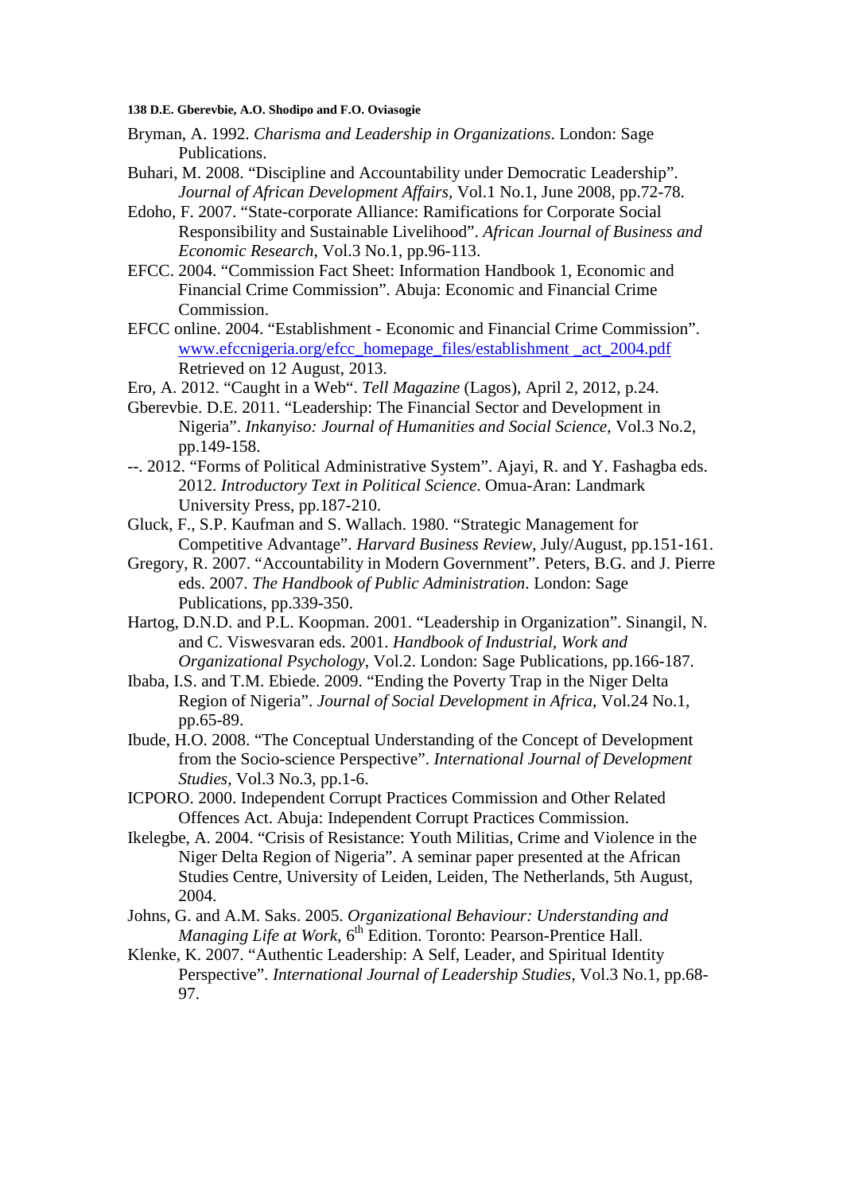Bryman, A. 1992. *Charisma and Leadership in Organizations*. London: Sage Publications.

Buhari, M. 2008. "Discipline and Accountability under Democratic Leadership". *Journal of African Development Affairs*, Vol.1 No.1, June 2008, pp.72-78.

Edoho, F. 2007. "State-corporate Alliance: Ramifications for Corporate Social Responsibility and Sustainable Livelihood". *African Journal of Business and Economic Research*, Vol.3 No.1, pp.96-113.

EFCC. 2004. "Commission Fact Sheet: Information Handbook 1, Economic and Financial Crime Commission". Abuja: Economic and Financial Crime Commission.

EFCC online. 2004. "Establishment - Economic and Financial Crime Commission". www.efccnigeria.org/efcc_homepage_files/establishment _act_2004.pdf Retrieved on 12 August, 2013.

Ero, A. 2012. "Caught in a Web". *Tell Magazine* (Lagos), April 2, 2012, p.24.

Gberevbie. D.E. 2011. "Leadership: The Financial Sector and Development in Nigeria". *Inkanyiso: Journal of Humanities and Social Science*, Vol.3 No.2, pp.149-158.

--. 2012. "Forms of Political Administrative System". Ajayi, R. and Y. Fashagba eds. 2012. *Introductory Text in Political Science*. Omua-Aran: Landmark University Press, pp.187-210.

Gluck, F., S.P. Kaufman and S. Wallach. 1980. "Strategic Management for Competitive Advantage". *Harvard Business Review*, July/August, pp.151-161.

Gregory, R. 2007. "Accountability in Modern Government". Peters, B.G. and J. Pierre eds. 2007. *The Handbook of Public Administration*. London: Sage Publications, pp.339-350.

Hartog, D.N.D. and P.L. Koopman. 2001. "Leadership in Organization". Sinangil, N. and C. Viswesvaran eds. 2001. *Handbook of Industrial, Work and Organizational Psychology*, Vol.2. London: Sage Publications, pp.166-187.

Ibaba, I.S. and T.M. Ebiede. 2009. "Ending the Poverty Trap in the Niger Delta Region of Nigeria". *Journal of Social Development in Africa*, Vol.24 No.1, pp.65-89.

Ibude, H.O. 2008. "The Conceptual Understanding of the Concept of Development from the Socio-science Perspective". *International Journal of Development Studies*, Vol.3 No.3, pp.1-6.

ICPORO. 2000. Independent Corrupt Practices Commission and Other Related Offences Act. Abuja: Independent Corrupt Practices Commission.

Ikelegbe, A. 2004. "Crisis of Resistance: Youth Militias, Crime and Violence in the Niger Delta Region of Nigeria". A seminar paper presented at the African Studies Centre, University of Leiden, Leiden, The Netherlands, 5th August, 2004.

Johns, G. and A.M. Saks. 2005. *Organizational Behaviour: Understanding and Managing Life at Work*, 6th Edition. Toronto: Pearson-Prentice Hall.

Klenke, K. 2007. "Authentic Leadership: A Self, Leader, and Spiritual Identity Perspective". *International Journal of Leadership Studies*, Vol.3 No.1, pp.68-97.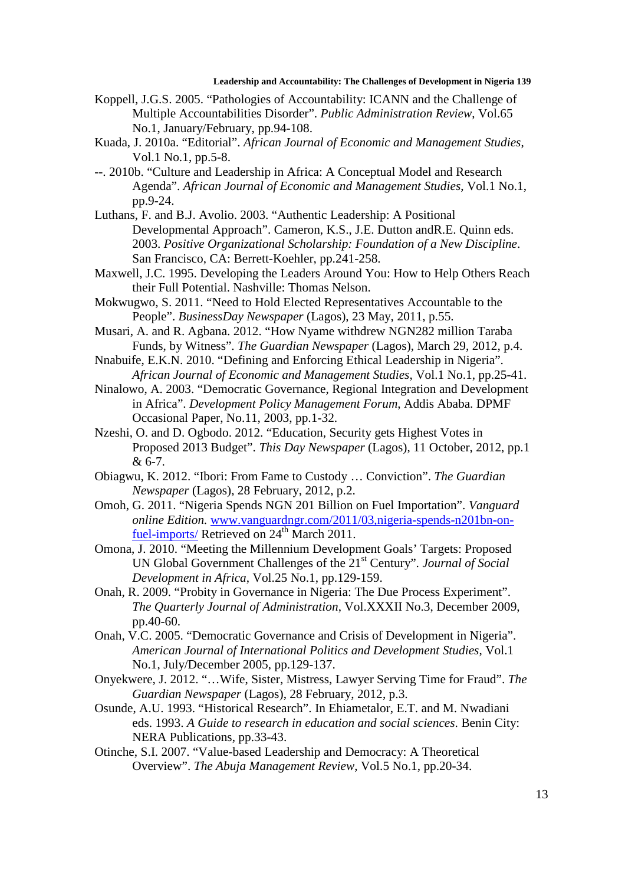Koppell, J.G.S. 2005. "Pathologies of Accountability: ICANN and the Challenge of Multiple Accountabilities Disorder". *Public Administration Review*, Vol.65 No.1, January/February, pp.94-108.

Kuada, J. 2010a. "Editorial". *African Journal of Economic and Management Studies*, Vol.1 No.1, pp.5-8.

--. 2010b. "Culture and Leadership in Africa: A Conceptual Model and Research Agenda". *African Journal of Economic and Management Studies*, Vol.1 No.1, pp.9-24.

Luthans, F. and B.J. Avolio. 2003. "Authentic Leadership: A Positional Developmental Approach". Cameron, K.S., J.E. Dutton andR.E. Quinn eds. 2003. *Positive Organizational Scholarship: Foundation of a New Discipline*. San Francisco, CA: Berrett-Koehler, pp.241-258.

Maxwell, J.C. 1995. Developing the Leaders Around You: How to Help Others Reach their Full Potential. Nashville: Thomas Nelson.

Mokwugwo, S. 2011. "Need to Hold Elected Representatives Accountable to the People". *BusinessDay Newspaper* (Lagos), 23 May, 2011, p.55.

Musari, A. and R. Agbana. 2012. "How Nyame withdrew NGN282 million Taraba Funds, by Witness". *The Guardian Newspaper* (Lagos), March 29, 2012, p.4.

Nnabuife, E.K.N. 2010. "Defining and Enforcing Ethical Leadership in Nigeria". *African Journal of Economic and Management Studies*, Vol.1 No.1, pp.25-41.

Ninalowo, A. 2003. "Democratic Governance, Regional Integration and Development in Africa". *Development Policy Management Forum*, Addis Ababa. DPMF Occasional Paper, No.11, 2003, pp.1-32.

Nzeshi, O. and D. Ogbodo. 2012. "Education, Security gets Highest Votes in Proposed 2013 Budget". *This Day Newspaper* (Lagos), 11 October, 2012, pp.1 & 6-7.

Obiagwu, K. 2012. "Ibori: From Fame to Custody … Conviction". *The Guardian Newspaper* (Lagos), 28 February, 2012, p.2.

Omoh, G. 2011. "Nigeria Spends NGN 201 Billion on Fuel Importation". *Vanguard online Edition.* www.vanguardngr.com/2011/03,nigeria-spends-n201bn-on-fuel-imports/ Retrieved on 24th March 2011.

Omona, J. 2010. "Meeting the Millennium Development Goals' Targets: Proposed UN Global Government Challenges of the 21st Century". *Journal of Social Development in Africa*, Vol.25 No.1, pp.129-159.

Onah, R. 2009. "Probity in Governance in Nigeria: The Due Process Experiment". *The Quarterly Journal of Administration*, Vol.XXXII No.3, December 2009, pp.40-60.

Onah, V.C. 2005. "Democratic Governance and Crisis of Development in Nigeria". *American Journal of International Politics and Development Studies*, Vol.1 No.1, July/December 2005, pp.129-137.

Onyekwere, J. 2012. "…Wife, Sister, Mistress, Lawyer Serving Time for Fraud". *The Guardian Newspaper* (Lagos), 28 February, 2012, p.3.

Osunde, A.U. 1993. "Historical Research". In Ehiametalor, E.T. and M. Nwadiani eds. 1993. *A Guide to research in education and social sciences*. Benin City: NERA Publications, pp.33-43.

Otinche, S.I. 2007. "Value-based Leadership and Democracy: A Theoretical Overview". *The Abuja Management Review*, Vol.5 No.1, pp.20-34.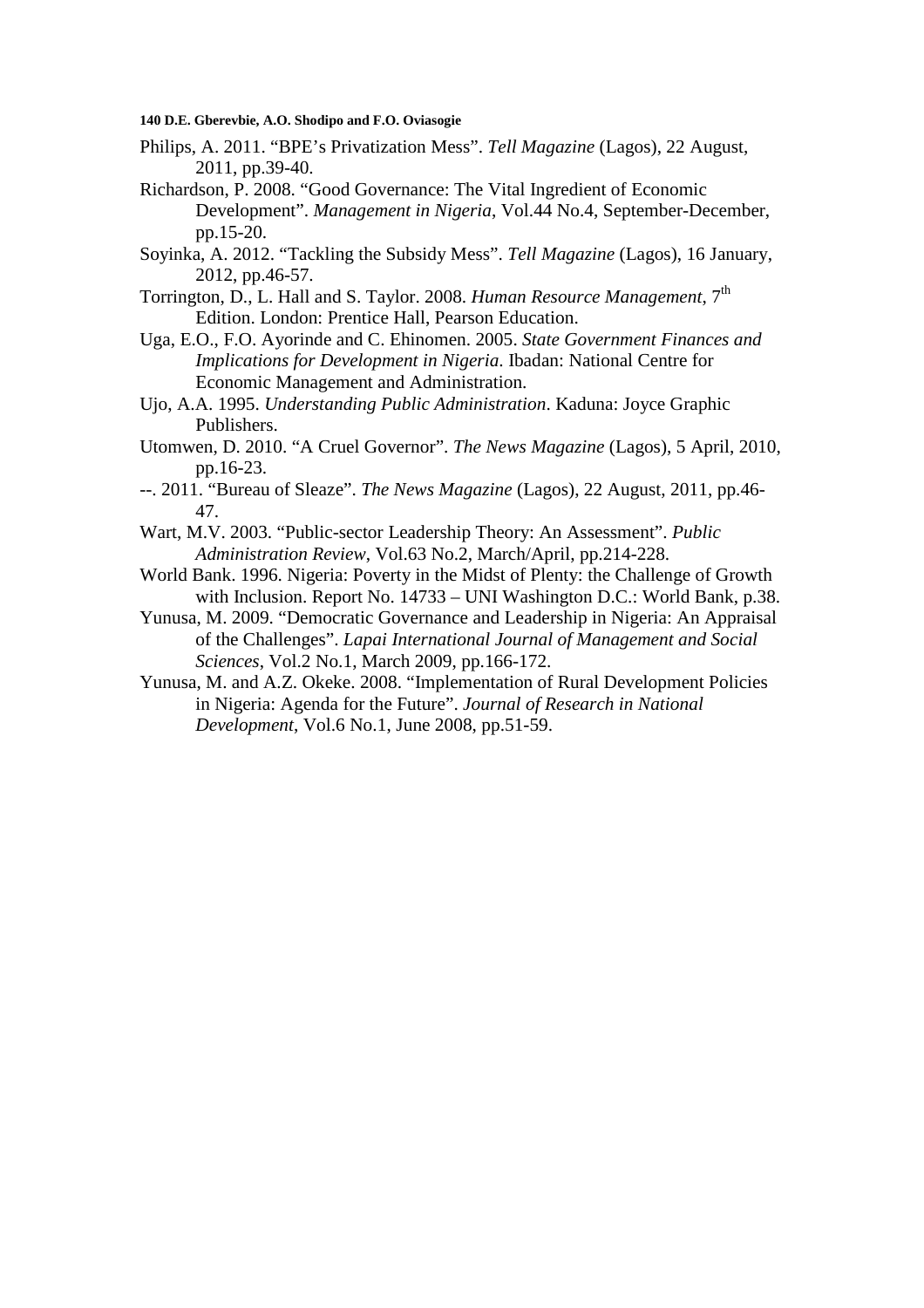Philips, A. 2011. "BPE's Privatization Mess". *Tell Magazine* (Lagos), 22 August, 2011, pp.39-40.

Richardson, P. 2008. "Good Governance: The Vital Ingredient of Economic Development". *Management in Nigeria*, Vol.44 No.4, September-December, pp.15-20.

Soyinka, A. 2012. "Tackling the Subsidy Mess". *Tell Magazine* (Lagos), 16 January, 2012, pp.46-57.

Torrington, D., L. Hall and S. Taylor. 2008. *Human Resource Management*, 7th Edition. London: Prentice Hall, Pearson Education.

Uga, E.O., F.O. Ayorinde and C. Ehinomen. 2005. *State Government Finances and Implications for Development in Nigeria*. Ibadan: National Centre for Economic Management and Administration.

Ujo, A.A. 1995. *Understanding Public Administration*. Kaduna: Joyce Graphic Publishers.

Utomwen, D. 2010. "A Cruel Governor". *The News Magazine* (Lagos), 5 April, 2010, pp.16-23.

--. 2011. "Bureau of Sleaze". *The News Magazine* (Lagos), 22 August, 2011, pp.46-47.

Wart, M.V. 2003. "Public-sector Leadership Theory: An Assessment". *Public Administration Review*, Vol.63 No.2, March/April, pp.214-228.

World Bank. 1996. Nigeria: Poverty in the Midst of Plenty: the Challenge of Growth with Inclusion. Report No. 14733 – UNI Washington D.C.: World Bank, p.38.

Yunusa, M. 2009. "Democratic Governance and Leadership in Nigeria: An Appraisal of the Challenges". *Lapai International Journal of Management and Social Sciences*, Vol.2 No.1, March 2009, pp.166-172.

Yunusa, M. and A.Z. Okeke. 2008. "Implementation of Rural Development Policies in Nigeria: Agenda for the Future". *Journal of Research in National Development*, Vol.6 No.1, June 2008, pp.51-59.